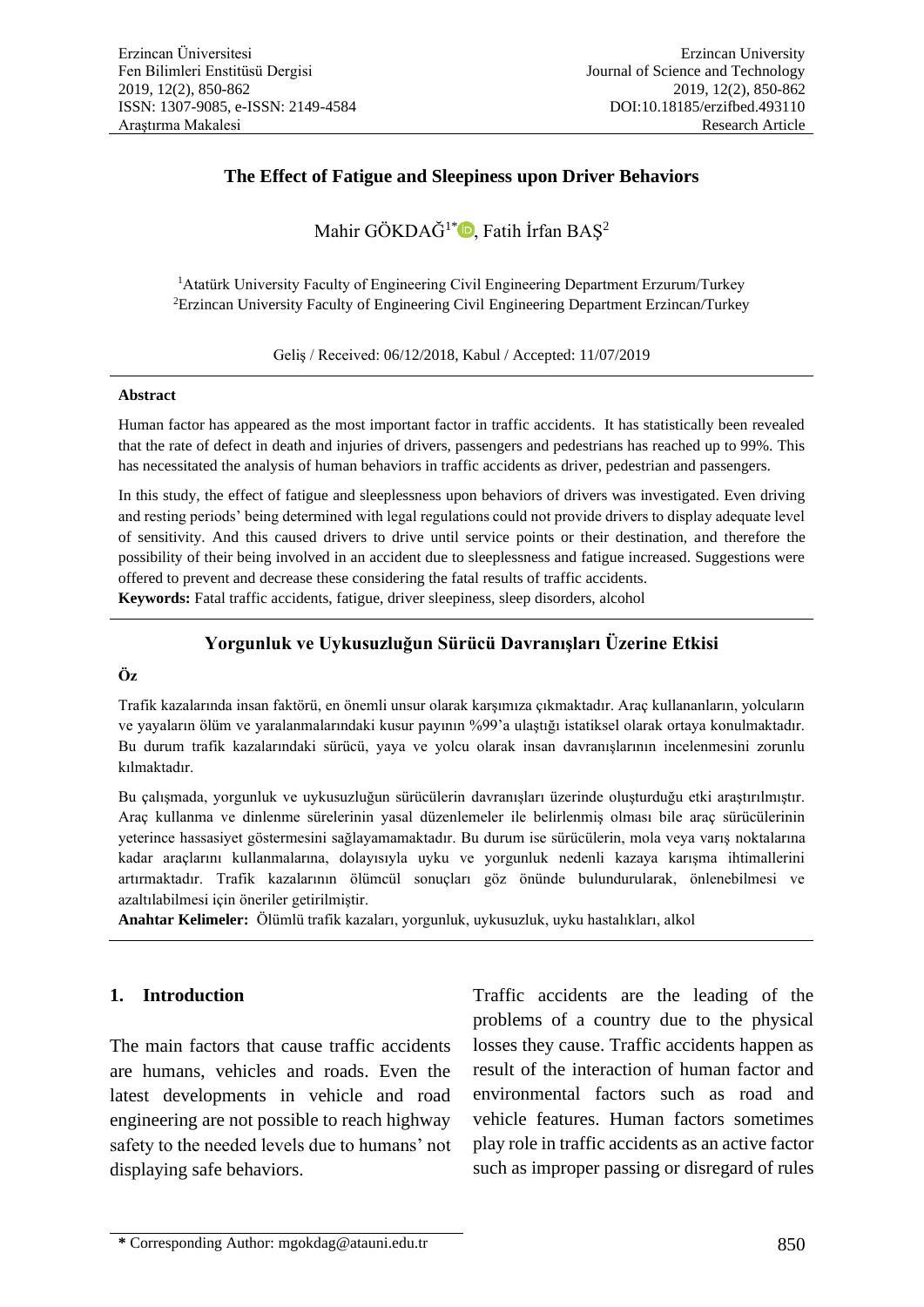# The Effect of Fatigue and Sleepiness upon Driver Behaviors

Mahir GÖKDAĞ[1*], Fatih İrfan BAŞ[2]

[1]Atatürk University Faculty of Engineering Civil Engineering Department Erzurum/Turkey
[2]Erzincan University Faculty of Engineering Civil Engineering Department Erzincan/Turkey

Geliş / Received: 06/12/2018, Kabul / Accepted: 11/07/2019

**Abstract**

Human factor has appeared as the most important factor in traffic accidents. It has statistically been revealed that the rate of defect in death and injuries of drivers, passengers and pedestrians has reached up to 99%. This has necessitated the analysis of human behaviors in traffic accidents as driver, pedestrian and passengers.

In this study, the effect of fatigue and sleeplessness upon behaviors of drivers was investigated. Even driving and resting periods' being determined with legal regulations could not provide drivers to display adequate level of sensitivity. And this caused drivers to drive until service points or their destination, and therefore the possibility of their being involved in an accident due to sleeplessness and fatigue increased. Suggestions were offered to prevent and decrease these considering the fatal results of traffic accidents.

**Keywords:** Fatal traffic accidents, fatigue, driver sleepiness, sleep disorders, alcohol

## Yorgunluk ve Uykusuzluğun Sürücü Davranışları Üzerine Etkisi

**Öz**

Trafik kazalarında insan faktörü, en önemli unsur olarak karşımıza çıkmaktadır. Araç kullananların, yolcuların ve yayaların ölüm ve yaralanmalarındaki kusur payının %99'a ulaştığı istatiksel olarak ortaya konulmaktadır. Bu durum trafik kazalarındaki sürücü, yaya ve yolcu olarak insan davranışlarının incelenmesini zorunlu kılmaktadır.

Bu çalışmada, yorgunluk ve uykusuzluğun sürücülerin davranışları üzerinde oluşturduğu etki araştırılmıştır. Araç kullanma ve dinlenme sürelerinin yasal düzenlemeler ile belirlenmiş olması bile araç sürücülerinin yeterince hassasiyet göstermesini sağlayamamaktadır. Bu durum ise sürücülerin, mola veya varış noktalarına kadar araçlarını kullanmalarına, dolayısıyla uyku ve yorgunluk nedenli kazaya karışma ihtimallerini artırmaktadır. Trafik kazalarının ölümcül sonuçları göz önünde bulundurularak, önlenebilmesi ve azaltılabilmesi için öneriler getirilmiştir.

**Anahtar Kelimeler:** Ölümlü trafik kazaları, yorgunluk, uykusuzluk, uyku hastalıkları, alkol

## 1. Introduction

The main factors that cause traffic accidents are humans, vehicles and roads. Even the latest developments in vehicle and road engineering are not possible to reach highway safety to the needed levels due to humans' not displaying safe behaviors.

Traffic accidents are the leading of the problems of a country due to the physical losses they cause. Traffic accidents happen as result of the interaction of human factor and environmental factors such as road and vehicle features. Human factors sometimes play role in traffic accidents as an active factor such as improper passing or disregard of rules

\* Corresponding Author: mgokdag@atauni.edu.tr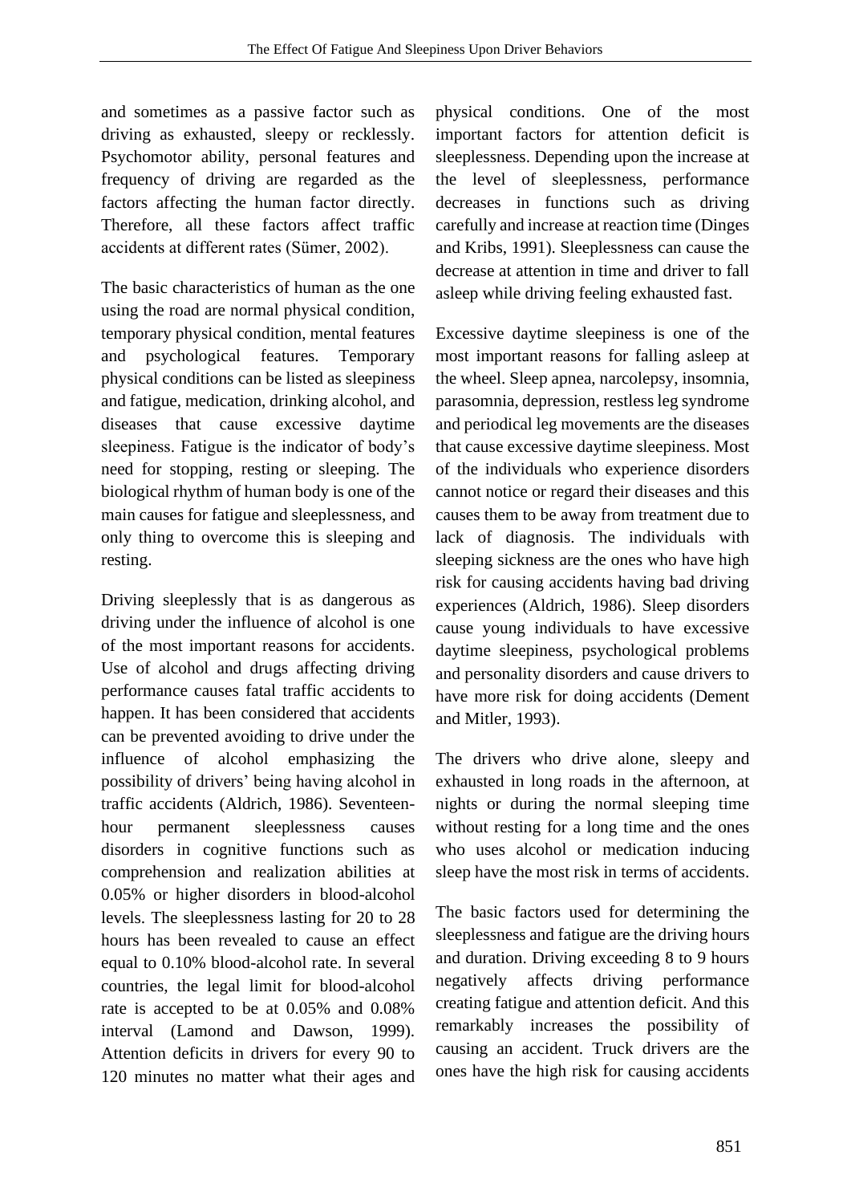and sometimes as a passive factor such as driving as exhausted, sleepy or recklessly. Psychomotor ability, personal features and frequency of driving are regarded as the factors affecting the human factor directly. Therefore, all these factors affect traffic accidents at different rates (Sümer, 2002).

The basic characteristics of human as the one using the road are normal physical condition, temporary physical condition, mental features and psychological features. Temporary physical conditions can be listed as sleepiness and fatigue, medication, drinking alcohol, and diseases that cause excessive daytime sleepiness. Fatigue is the indicator of body's need for stopping, resting or sleeping. The biological rhythm of human body is one of the main causes for fatigue and sleeplessness, and only thing to overcome this is sleeping and resting.

Driving sleeplessly that is as dangerous as driving under the influence of alcohol is one of the most important reasons for accidents. Use of alcohol and drugs affecting driving performance causes fatal traffic accidents to happen. It has been considered that accidents can be prevented avoiding to drive under the influence of alcohol emphasizing the possibility of drivers' being having alcohol in traffic accidents (Aldrich, 1986). Seventeen-hour permanent sleeplessness causes disorders in cognitive functions such as comprehension and realization abilities at 0.05% or higher disorders in blood-alcohol levels. The sleeplessness lasting for 20 to 28 hours has been revealed to cause an effect equal to 0.10% blood-alcohol rate. In several countries, the legal limit for blood-alcohol rate is accepted to be at 0.05% and 0.08% interval (Lamond and Dawson, 1999). Attention deficits in drivers for every 90 to 120 minutes no matter what their ages and physical conditions. One of the most important factors for attention deficit is sleeplessness. Depending upon the increase at the level of sleeplessness, performance decreases in functions such as driving carefully and increase at reaction time (Dinges and Kribs, 1991). Sleeplessness can cause the decrease at attention in time and driver to fall asleep while driving feeling exhausted fast.

Excessive daytime sleepiness is one of the most important reasons for falling asleep at the wheel. Sleep apnea, narcolepsy, insomnia, parasomnia, depression, restless leg syndrome and periodical leg movements are the diseases that cause excessive daytime sleepiness. Most of the individuals who experience disorders cannot notice or regard their diseases and this causes them to be away from treatment due to lack of diagnosis. The individuals with sleeping sickness are the ones who have high risk for causing accidents having bad driving experiences (Aldrich, 1986). Sleep disorders cause young individuals to have excessive daytime sleepiness, psychological problems and personality disorders and cause drivers to have more risk for doing accidents (Dement and Mitler, 1993).

The drivers who drive alone, sleepy and exhausted in long roads in the afternoon, at nights or during the normal sleeping time without resting for a long time and the ones who uses alcohol or medication inducing sleep have the most risk in terms of accidents.

The basic factors used for determining the sleeplessness and fatigue are the driving hours and duration. Driving exceeding 8 to 9 hours negatively affects driving performance creating fatigue and attention deficit. And this remarkably increases the possibility of causing an accident. Truck drivers are the ones have the high risk for causing accidents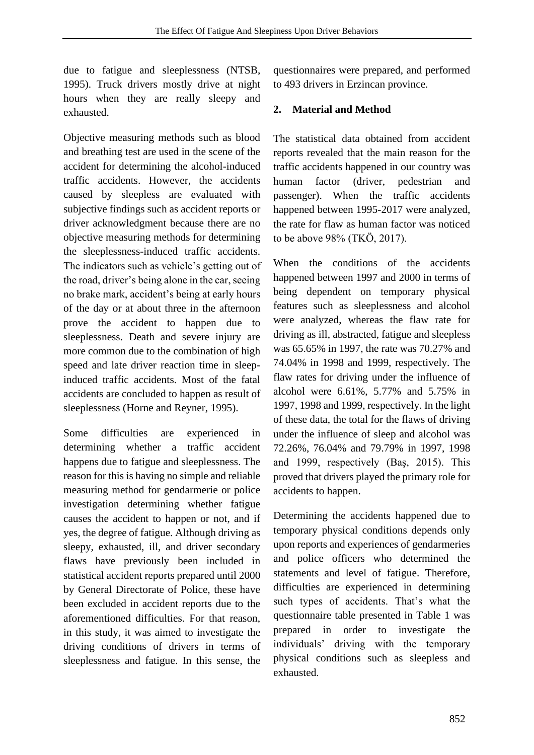due to fatigue and sleeplessness (NTSB, 1995). Truck drivers mostly drive at night hours when they are really sleepy and exhausted.

Objective measuring methods such as blood and breathing test are used in the scene of the accident for determining the alcohol-induced traffic accidents. However, the accidents caused by sleepless are evaluated with subjective findings such as accident reports or driver acknowledgment because there are no objective measuring methods for determining the sleeplessness-induced traffic accidents. The indicators such as vehicle's getting out of the road, driver's being alone in the car, seeing no brake mark, accident's being at early hours of the day or at about three in the afternoon prove the accident to happen due to sleeplessness. Death and severe injury are more common due to the combination of high speed and late driver reaction time in sleep-induced traffic accidents. Most of the fatal accidents are concluded to happen as result of sleeplessness (Horne and Reyner, 1995).

Some difficulties are experienced in determining whether a traffic accident happens due to fatigue and sleeplessness. The reason for this is having no simple and reliable measuring method for gendarmerie or police investigation determining whether fatigue causes the accident to happen or not, and if yes, the degree of fatigue. Although driving as sleepy, exhausted, ill, and driver secondary flaws have previously been included in statistical accident reports prepared until 2000 by General Directorate of Police, these have been excluded in accident reports due to the aforementioned difficulties. For that reason, in this study, it was aimed to investigate the driving conditions of drivers in terms of sleeplessness and fatigue. In this sense, the questionnaires were prepared, and performed to 493 drivers in Erzincan province.

## 2. Material and Method

The statistical data obtained from accident reports revealed that the main reason for the traffic accidents happened in our country was human factor (driver, pedestrian and passenger). When the traffic accidents happened between 1995-2017 were analyzed, the rate for flaw as human factor was noticed to be above 98% (TKÖ, 2017).

When the conditions of the accidents happened between 1997 and 2000 in terms of being dependent on temporary physical features such as sleeplessness and alcohol were analyzed, whereas the flaw rate for driving as ill, abstracted, fatigue and sleepless was 65.65% in 1997, the rate was 70.27% and 74.04% in 1998 and 1999, respectively. The flaw rates for driving under the influence of alcohol were 6.61%, 5.77% and 5.75% in 1997, 1998 and 1999, respectively. In the light of these data, the total for the flaws of driving under the influence of sleep and alcohol was 72.26%, 76.04% and 79.79% in 1997, 1998 and 1999, respectively (Baş, 2015). This proved that drivers played the primary role for accidents to happen.

Determining the accidents happened due to temporary physical conditions depends only upon reports and experiences of gendarmeries and police officers who determined the statements and level of fatigue. Therefore, difficulties are experienced in determining such types of accidents. That's what the questionnaire table presented in Table 1 was prepared in order to investigate the individuals' driving with the temporary physical conditions such as sleepless and exhausted.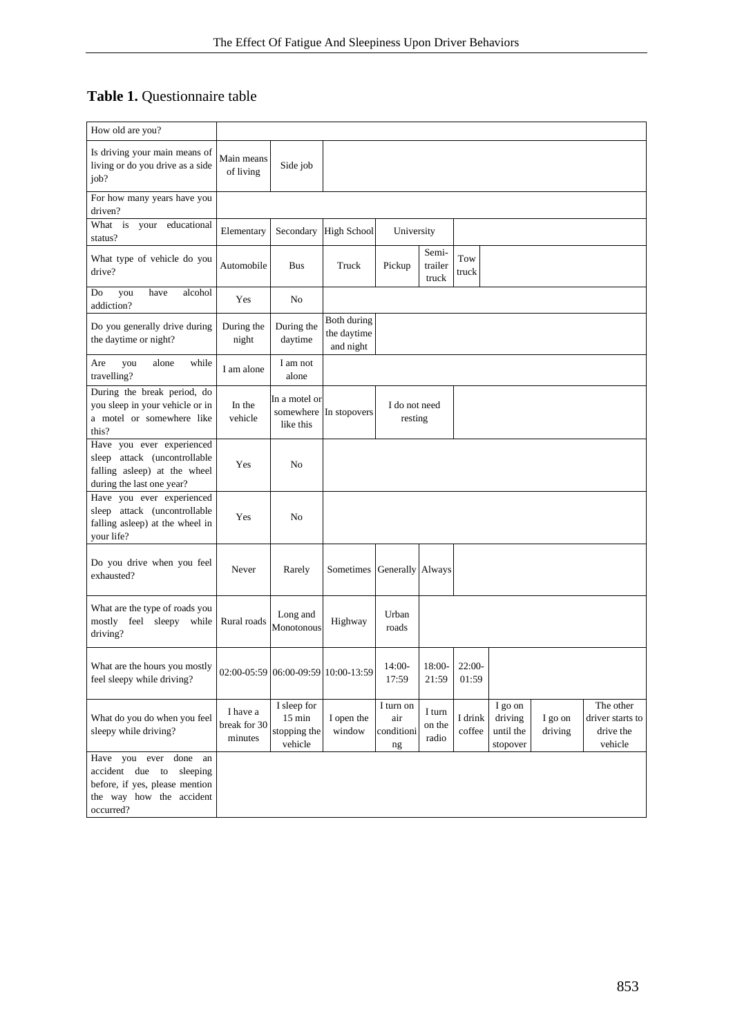**Table 1.** Questionnaire table

| How old are you? | | | | | | | | | |
|---|---|---|---|---|---|---|---|---|---|
| Is driving your main means of living or do you drive as a side job? | Main means of living | Side job | | | | | | | |
| For how many years have you driven? | | | | | | | | | |
| What is your educational status? | Elementary | Secondary | High School | University | | | | | |
| What type of vehicle do you drive? | Automobile | Bus | Truck | Pickup | Semi-trailer truck | Tow truck | | | |
| Do you have alcohol addiction? | Yes | No | | | | | | | |
| Do you generally drive during the daytime or night? | During the night | During the daytime | Both during the daytime and night | | | | | | |
| Are you alone while travelling? | I am alone | I am not alone | | | | | | | |
| During the break period, do you sleep in your vehicle or in a motel or somewhere like this? | In the vehicle | In a motel or somewhere like this | In stopovers | I do not need resting | | | | | |
| Have you ever experienced sleep attack (uncontrollable falling asleep) at the wheel during the last one year? | Yes | No | | | | | | | |
| Have you ever experienced sleep attack (uncontrollable falling asleep) at the wheel in your life? | Yes | No | | | | | | | |
| Do you drive when you feel exhausted? | Never | Rarely | Sometimes | Generally | Always | | | | |
| What are the type of roads you mostly feel sleepy while driving? | Rural roads | Long and Monotonous | Highway | Urban roads | | | | | |
| What are the hours you mostly feel sleepy while driving? | 02:00-05:59 | 06:00-09:59 | 10:00-13:59 | 14:00-17:59 | 18:00-21:59 | 22:00-01:59 | | | |
| What do you do when you feel sleepy while driving? | I have a break for 30 minutes | I sleep for 15 min stopping the vehicle | I open the window | I turn on air conditioning | I turn on the radio | I drink coffee | I go on driving until the stopover | I go on driving | The other driver starts to drive the vehicle |
| Have you ever done an accident due to sleeping before, if yes, please mention the way how the accident occurred? | | | | | | | | | |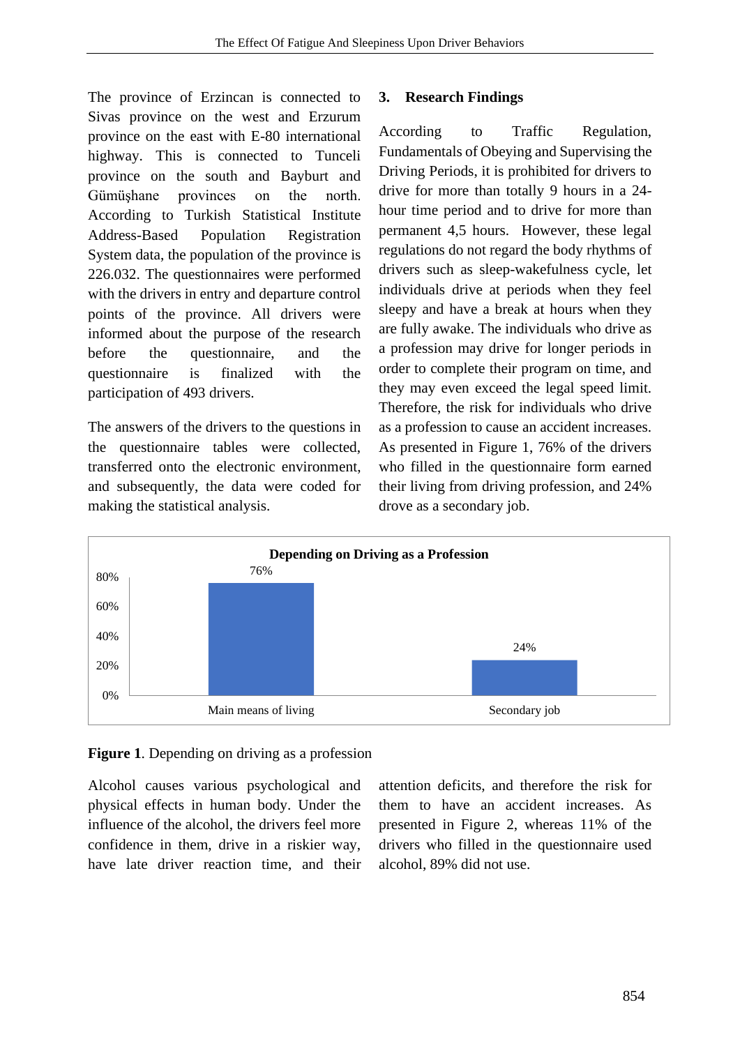The province of Erzincan is connected to Sivas province on the west and Erzurum province on the east with E-80 international highway. This is connected to Tunceli province on the south and Bayburt and Gümüşhane provinces on the north. According to Turkish Statistical Institute Address-Based Population Registration System data, the population of the province is 226.032. The questionnaires were performed with the drivers in entry and departure control points of the province. All drivers were informed about the purpose of the research before the questionnaire, and the questionnaire is finalized with the participation of 493 drivers.

The answers of the drivers to the questions in the questionnaire tables were collected, transferred onto the electronic environment, and subsequently, the data were coded for making the statistical analysis.

## 3. Research Findings

According to Traffic Regulation, Fundamentals of Obeying and Supervising the Driving Periods, it is prohibited for drivers to drive for more than totally 9 hours in a 24-hour time period and to drive for more than permanent 4,5 hours. However, these legal regulations do not regard the body rhythms of drivers such as sleep-wakefulness cycle, let individuals drive at periods when they feel sleepy and have a break at hours when they are fully awake. The individuals who drive as a profession may drive for longer periods in order to complete their program on time, and they may even exceed the legal speed limit. Therefore, the risk for individuals who drive as a profession to cause an accident increases. As presented in Figure 1, 76% of the drivers who filled in the questionnaire form earned their living from driving profession, and 24% drove as a secondary job.

**Depending on Driving as a Profession**

| Category | Percentage |
|---|---|
| Main means of living | 76% |
| Secondary job | 24% |

**Figure 1**. Depending on driving as a profession

Alcohol causes various psychological and physical effects in human body. Under the influence of the alcohol, the drivers feel more confidence in them, drive in a riskier way, have late driver reaction time, and their attention deficits, and therefore the risk for them to have an accident increases. As presented in Figure 2, whereas 11% of the drivers who filled in the questionnaire used alcohol, 89% did not use.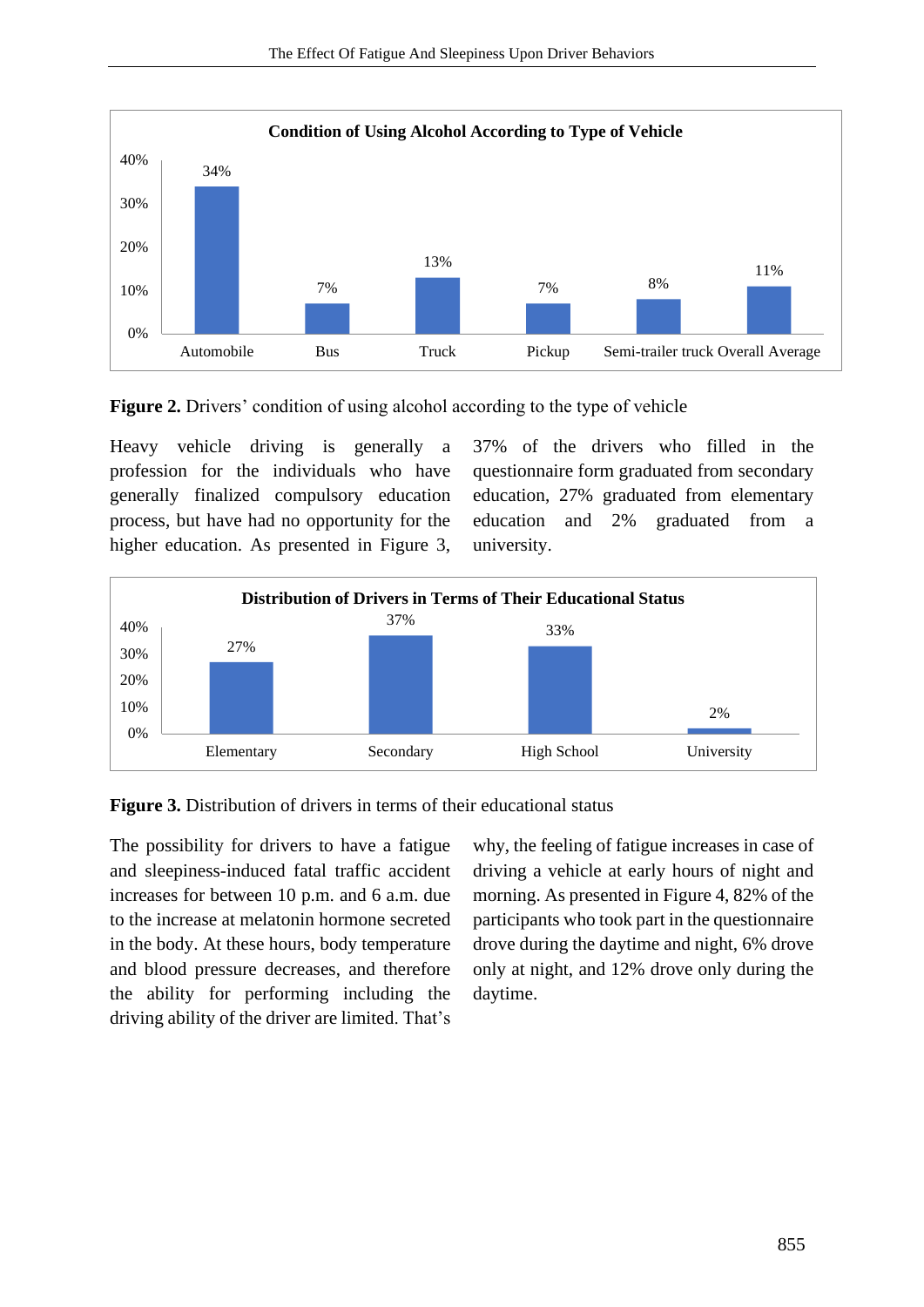**Condition of Using Alcohol According to Type of Vehicle**

| Automobile | Bus | Truck | Pickup | Semi-trailer truck | Overall Average |
|---|---|---|---|---|---|
| 34% | 7% | 13% | 7% | 8% | 11% |

**Figure 2.** Drivers' condition of using alcohol according to the type of vehicle

Heavy vehicle driving is generally a profession for the individuals who have generally finalized compulsory education process, but have had no opportunity for the higher education. As presented in Figure 3, 37% of the drivers who filled in the questionnaire form graduated from secondary education, 27% graduated from elementary education and 2% graduated from a university.

**Distribution of Drivers in Terms of Their Educational Status**

| Elementary | Secondary | High School | University |
|---|---|---|---|
| 27% | 37% | 33% | 2% |

**Figure 3.** Distribution of drivers in terms of their educational status

The possibility for drivers to have a fatigue and sleepiness-induced fatal traffic accident increases for between 10 p.m. and 6 a.m. due to the increase at melatonin hormone secreted in the body. At these hours, body temperature and blood pressure decreases, and therefore the ability for performing including the driving ability of the driver are limited. That's why, the feeling of fatigue increases in case of driving a vehicle at early hours of night and morning. As presented in Figure 4, 82% of the participants who took part in the questionnaire drove during the daytime and night, 6% drove only at night, and 12% drove only during the daytime.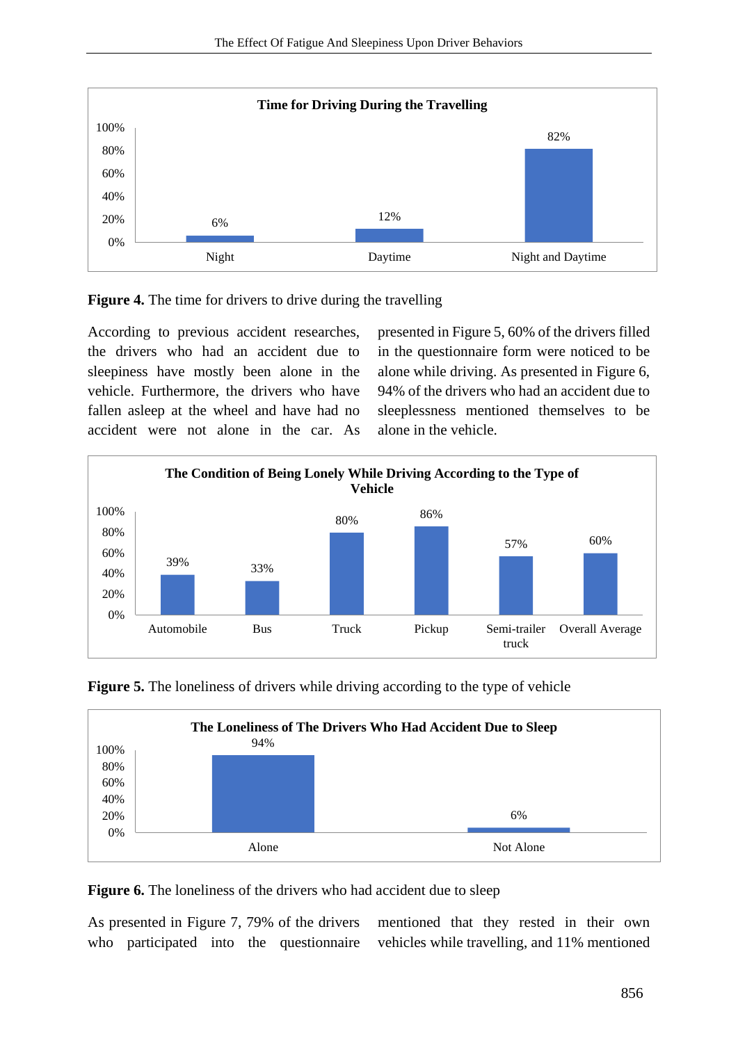**Time for Driving During the Travelling**

| | Night | Daytime | Night and Daytime |
|---|---|---|---|
| Percentage | 6% | 12% | 82% |

**Figure 4.** The time for drivers to drive during the travelling

According to previous accident researches, the drivers who had an accident due to sleepiness have mostly been alone in the vehicle. Furthermore, the drivers who have fallen asleep at the wheel and have had no accident were not alone in the car. As presented in Figure 5, 60% of the drivers filled in the questionnaire form were noticed to be alone while driving. As presented in Figure 6, 94% of the drivers who had an accident due to sleeplessness mentioned themselves to be alone in the vehicle.

**The Condition of Being Lonely While Driving According to the Type of Vehicle**

| | Automobile | Bus | Truck | Pickup | Semi-trailer truck | Overall Average |
|---|---|---|---|---|---|---|
| Percentage | 39% | 33% | 80% | 86% | 57% | 60% |

**Figure 5.** The loneliness of drivers while driving according to the type of vehicle

**The Loneliness of The Drivers Who Had Accident Due to Sleep**

| | Alone | Not Alone |
|---|---|---|
| Percentage | 94% | 6% |

**Figure 6.** The loneliness of the drivers who had accident due to sleep

As presented in Figure 7, 79% of the drivers who participated into the questionnaire mentioned that they rested in their own vehicles while travelling, and 11% mentioned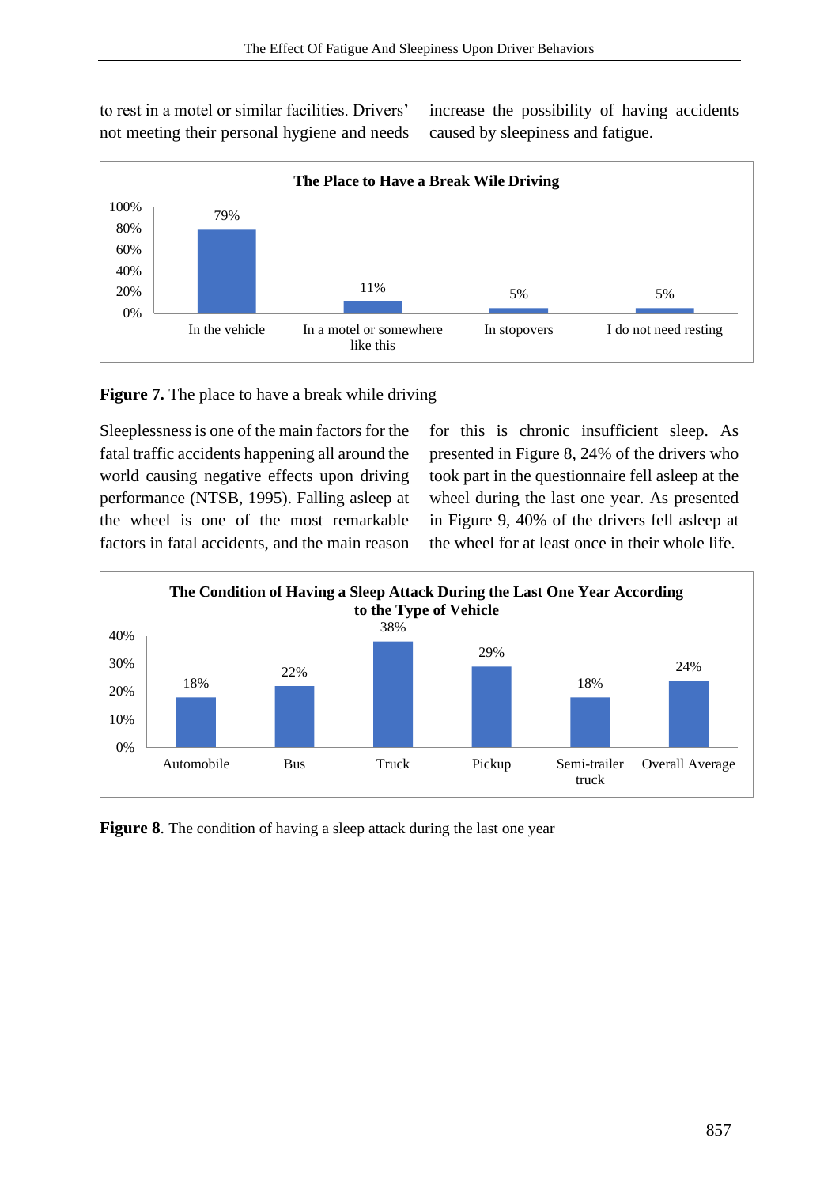to rest in a motel or similar facilities. Drivers' not meeting their personal hygiene and needs increase the possibility of having accidents caused by sleepiness and fatigue.

**The Place to Have a Break Wile Driving**

| Place | Percentage |
|---|---|
| In the vehicle | 79% |
| In a motel or somewhere like this | 11% |
| In stopovers | 5% |
| I do not need resting | 5% |

**Figure 7.** The place to have a break while driving

Sleeplessness is one of the main factors for the fatal traffic accidents happening all around the world causing negative effects upon driving performance (NTSB, 1995). Falling asleep at the wheel is one of the most remarkable factors in fatal accidents, and the main reason for this is chronic insufficient sleep. As presented in Figure 8, 24% of the drivers who took part in the questionnaire fell asleep at the wheel during the last one year. As presented in Figure 9, 40% of the drivers fell asleep at the wheel for at least once in their whole life.

**The Condition of Having a Sleep Attack During the Last One Year According to the Type of Vehicle**

| Type of Vehicle | Percentage |
|---|---|
| Automobile | 18% |
| Bus | 22% |
| Truck | 38% |
| Pickup | 29% |
| Semi-trailer truck | 18% |
| Overall Average | 24% |

**Figure 8**. The condition of having a sleep attack during the last one year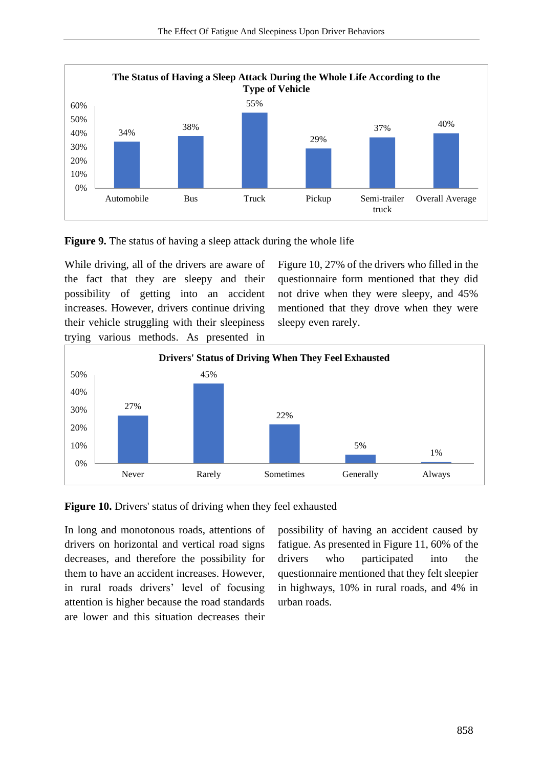**The Status of Having a Sleep Attack During the Whole Life According to the Type of Vehicle**

| Type of Vehicle | Percentage |
|---|---|
| Automobile | 34% |
| Bus | 38% |
| Truck | 55% |
| Pickup | 29% |
| Semi-trailer truck | 37% |
| Overall Average | 40% |

**Figure 9.** The status of having a sleep attack during the whole life

While driving, all of the drivers are aware of the fact that they are sleepy and their possibility of getting into an accident increases. However, drivers continue driving their vehicle struggling with their sleepiness trying various methods. As presented in Figure 10, 27% of the drivers who filled in the questionnaire form mentioned that they did not drive when they were sleepy, and 45% mentioned that they drove when they were sleepy even rarely.

**Drivers' Status of Driving When They Feel Exhausted**

| Response | Percentage |
|---|---|
| Never | 27% |
| Rarely | 45% |
| Sometimes | 22% |
| Generally | 5% |
| Always | 1% |

**Figure 10.** Drivers' status of driving when they feel exhausted

In long and monotonous roads, attentions of drivers on horizontal and vertical road signs decreases, and therefore the possibility for them to have an accident increases. However, in rural roads drivers' level of focusing attention is higher because the road standards are lower and this situation decreases their possibility of having an accident caused by fatigue. As presented in Figure 11, 60% of the drivers who participated into the questionnaire mentioned that they felt sleepier in highways, 10% in rural roads, and 4% in urban roads.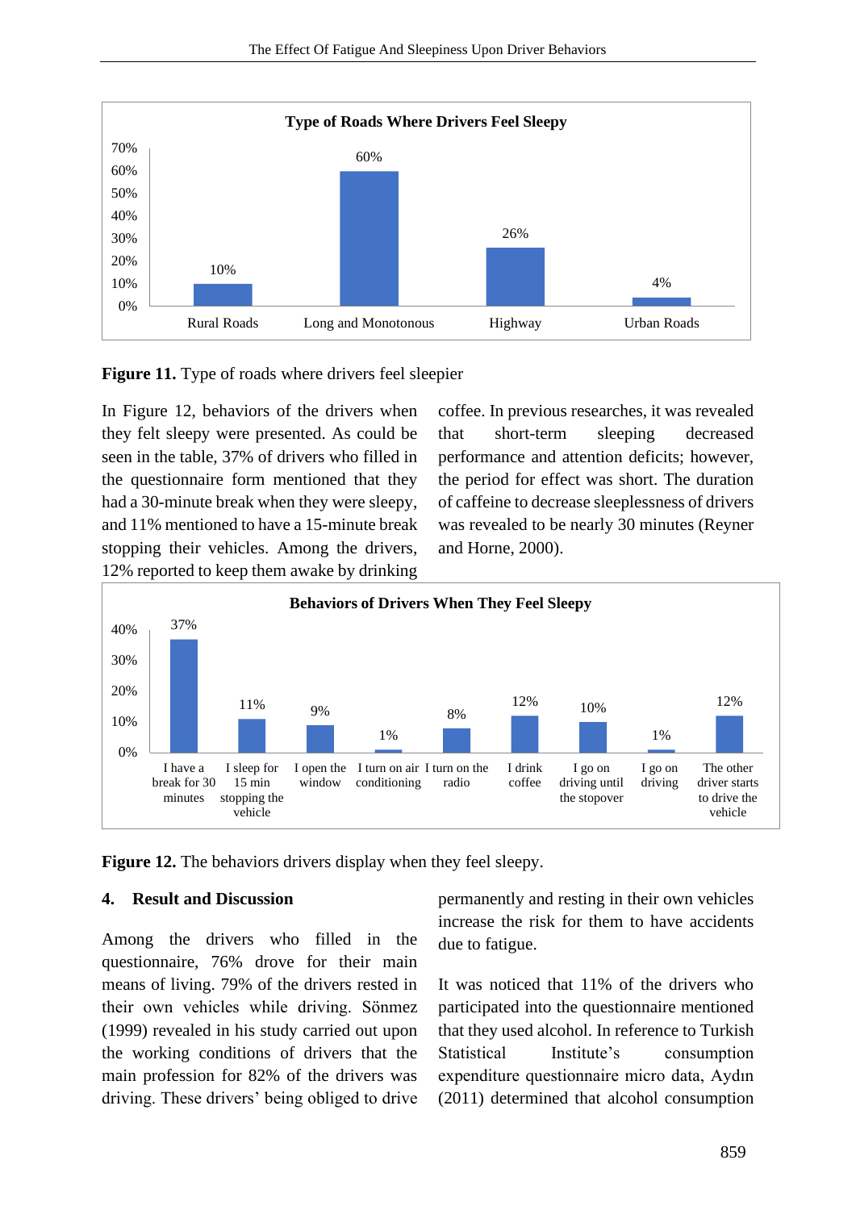**Type of Roads Where Drivers Feel Sleepy**

| Rural Roads | Long and Monotonous | Highway | Urban Roads |
|---|---|---|---|
| 10% | 60% | 26% | 4% |

**Figure 11.** Type of roads where drivers feel sleepier

In Figure 12, behaviors of the drivers when they felt sleepy were presented. As could be seen in the table, 37% of drivers who filled in the questionnaire form mentioned that they had a 30-minute break when they were sleepy, and 11% mentioned to have a 15-minute break stopping their vehicles. Among the drivers, 12% reported to keep them awake by drinking coffee. In previous researches, it was revealed that short-term sleeping decreased performance and attention deficits; however, the period for effect was short. The duration of caffeine to decrease sleeplessness of drivers was revealed to be nearly 30 minutes (Reyner and Horne, 2000).

**Behaviors of Drivers When They Feel Sleepy**

| I have a break for 30 minutes | I sleep for 15 min stopping the vehicle | I open the window | I turn on air conditioning | I turn on the radio | I drink coffee | I go on driving until the stopover | I go on driving | The other driver starts to drive the vehicle |
|---|---|---|---|---|---|---|---|---|
| 37% | 11% | 9% | 1% | 8% | 12% | 10% | 1% | 12% |

**Figure 12.** The behaviors drivers display when they feel sleepy.

## 4. Result and Discussion

Among the drivers who filled in the questionnaire, 76% drove for their main means of living. 79% of the drivers rested in their own vehicles while driving. Sönmez (1999) revealed in his study carried out upon the working conditions of drivers that the main profession for 82% of the drivers was driving. These drivers' being obliged to drive permanently and resting in their own vehicles increase the risk for them to have accidents due to fatigue.

It was noticed that 11% of the drivers who participated into the questionnaire mentioned that they used alcohol. In reference to Turkish Statistical Institute's consumption expenditure questionnaire micro data, Aydın (2011) determined that alcohol consumption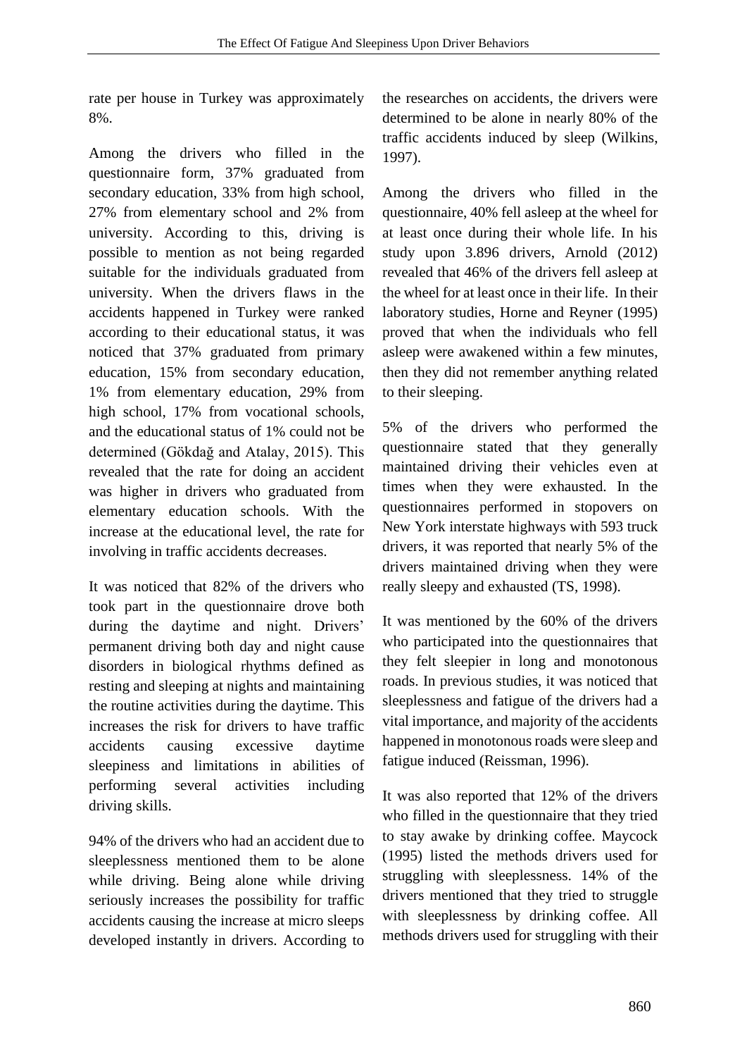rate per house in Turkey was approximately 8%.

Among the drivers who filled in the questionnaire form, 37% graduated from secondary education, 33% from high school, 27% from elementary school and 2% from university. According to this, driving is possible to mention as not being regarded suitable for the individuals graduated from university. When the drivers flaws in the accidents happened in Turkey were ranked according to their educational status, it was noticed that 37% graduated from primary education, 15% from secondary education, 1% from elementary education, 29% from high school, 17% from vocational schools, and the educational status of 1% could not be determined (Gökdağ and Atalay, 2015). This revealed that the rate for doing an accident was higher in drivers who graduated from elementary education schools. With the increase at the educational level, the rate for involving in traffic accidents decreases.

It was noticed that 82% of the drivers who took part in the questionnaire drove both during the daytime and night. Drivers' permanent driving both day and night cause disorders in biological rhythms defined as resting and sleeping at nights and maintaining the routine activities during the daytime. This increases the risk for drivers to have traffic accidents causing excessive daytime sleepiness and limitations in abilities of performing several activities including driving skills.

94% of the drivers who had an accident due to sleeplessness mentioned them to be alone while driving. Being alone while driving seriously increases the possibility for traffic accidents causing the increase at micro sleeps developed instantly in drivers. According to the researches on accidents, the drivers were determined to be alone in nearly 80% of the traffic accidents induced by sleep (Wilkins, 1997).

Among the drivers who filled in the questionnaire, 40% fell asleep at the wheel for at least once during their whole life. In his study upon 3.896 drivers, Arnold (2012) revealed that 46% of the drivers fell asleep at the wheel for at least once in their life. In their laboratory studies, Horne and Reyner (1995) proved that when the individuals who fell asleep were awakened within a few minutes, then they did not remember anything related to their sleeping.

5% of the drivers who performed the questionnaire stated that they generally maintained driving their vehicles even at times when they were exhausted. In the questionnaires performed in stopovers on New York interstate highways with 593 truck drivers, it was reported that nearly 5% of the drivers maintained driving when they were really sleepy and exhausted (TS, 1998).

It was mentioned by the 60% of the drivers who participated into the questionnaires that they felt sleepier in long and monotonous roads. In previous studies, it was noticed that sleeplessness and fatigue of the drivers had a vital importance, and majority of the accidents happened in monotonous roads were sleep and fatigue induced (Reissman, 1996).

It was also reported that 12% of the drivers who filled in the questionnaire that they tried to stay awake by drinking coffee. Maycock (1995) listed the methods drivers used for struggling with sleeplessness. 14% of the drivers mentioned that they tried to struggle with sleeplessness by drinking coffee. All methods drivers used for struggling with their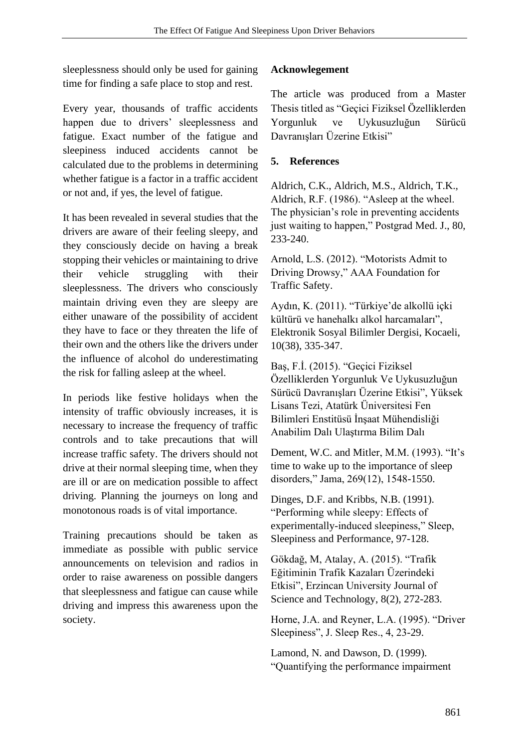sleeplessness should only be used for gaining time for finding a safe place to stop and rest.

Every year, thousands of traffic accidents happen due to drivers' sleeplessness and fatigue. Exact number of the fatigue and sleepiness induced accidents cannot be calculated due to the problems in determining whether fatigue is a factor in a traffic accident or not and, if yes, the level of fatigue.

It has been revealed in several studies that the drivers are aware of their feeling sleepy, and they consciously decide on having a break stopping their vehicles or maintaining to drive their vehicle struggling with their sleeplessness. The drivers who consciously maintain driving even they are sleepy are either unaware of the possibility of accident they have to face or they threaten the life of their own and the others like the drivers under the influence of alcohol do underestimating the risk for falling asleep at the wheel.

In periods like festive holidays when the intensity of traffic obviously increases, it is necessary to increase the frequency of traffic controls and to take precautions that will increase traffic safety. The drivers should not drive at their normal sleeping time, when they are ill or are on medication possible to affect driving. Planning the journeys on long and monotonous roads is of vital importance.

Training precautions should be taken as immediate as possible with public service announcements on television and radios in order to raise awareness on possible dangers that sleeplessness and fatigue can cause while driving and impress this awareness upon the society.

**Acknowlegement**

The article was produced from a Master Thesis titled as "Geçici Fiziksel Özelliklerden Yorgunluk ve Uykusuzluğun Sürücü Davranışları Üzerine Etkisi"

## 5. References

Aldrich, C.K., Aldrich, M.S., Aldrich, T.K., Aldrich, R.F. (1986). "Asleep at the wheel. The physician's role in preventing accidents just waiting to happen," Postgrad Med. J., 80, 233-240.

Arnold, L.S. (2012). "Motorists Admit to Driving Drowsy," AAA Foundation for Traffic Safety.

Aydın, K. (2011). "Türkiye'de alkollü içki kültürü ve hanehalkı alkol harcamaları", Elektronik Sosyal Bilimler Dergisi, Kocaeli, 10(38), 335-347.

Baş, F.İ. (2015). "Geçici Fiziksel Özelliklerden Yorgunluk Ve Uykusuzluğun Sürücü Davranışları Üzerine Etkisi", Yüksek Lisans Tezi, Atatürk Üniversitesi Fen Bilimleri Enstitüsü İnşaat Mühendisliği Anabilim Dalı Ulaştırma Bilim Dalı

Dement, W.C. and Mitler, M.M. (1993). "It's time to wake up to the importance of sleep disorders," Jama, 269(12), 1548-1550.

Dinges, D.F. and Kribbs, N.B. (1991). "Performing while sleepy: Effects of experimentally-induced sleepiness," Sleep, Sleepiness and Performance, 97-128.

Gökdağ, M, Atalay, A. (2015). "Trafik Eğitiminin Trafik Kazaları Üzerindeki Etkisi", Erzincan University Journal of Science and Technology, 8(2), 272-283.

Horne, J.A. and Reyner, L.A. (1995). "Driver Sleepiness", J. Sleep Res., 4, 23-29.

Lamond, N. and Dawson, D. (1999). "Quantifying the performance impairment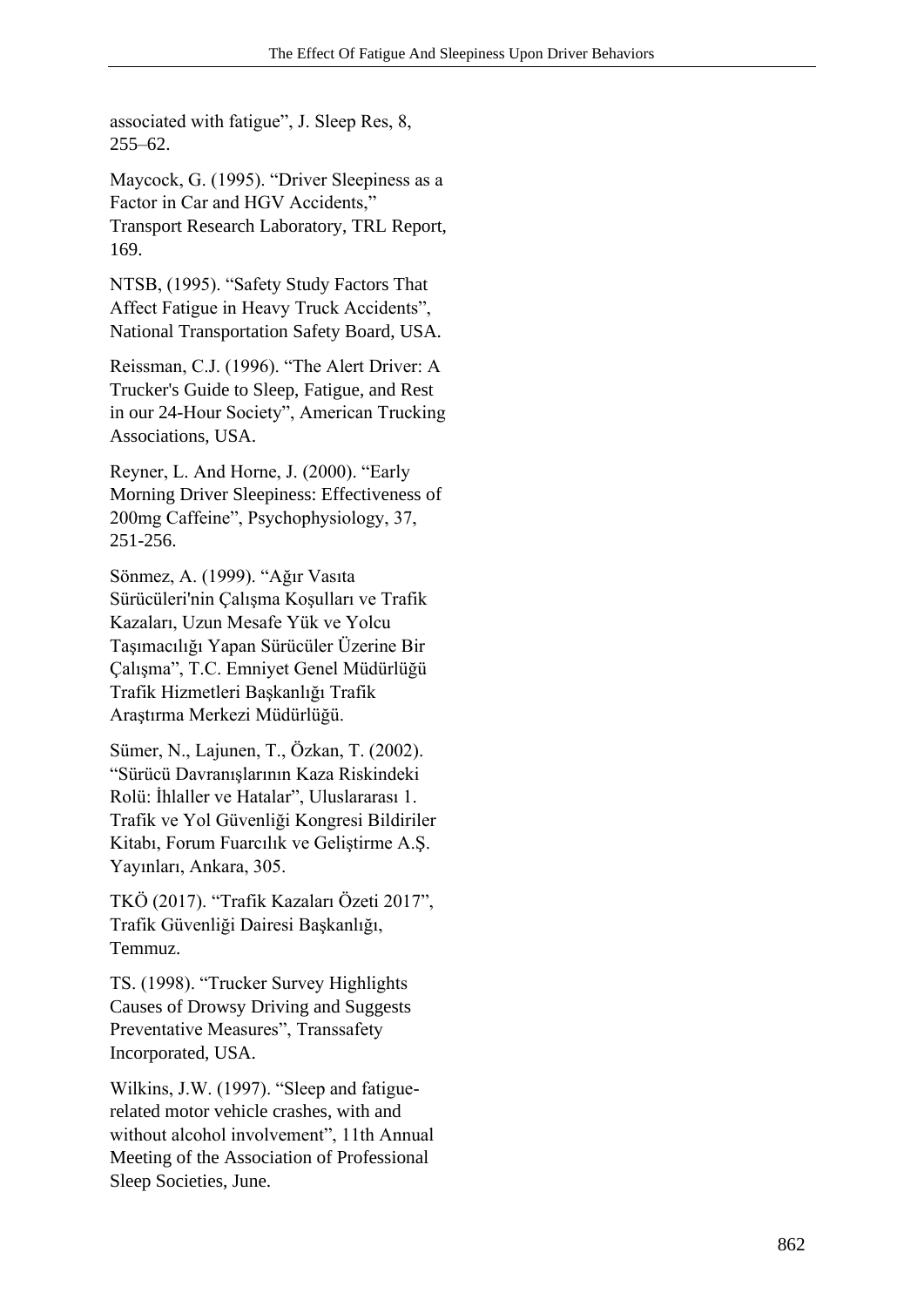associated with fatigue", J. Sleep Res, 8, 255–62.

Maycock, G. (1995). "Driver Sleepiness as a Factor in Car and HGV Accidents," Transport Research Laboratory, TRL Report, 169.

NTSB, (1995). "Safety Study Factors That Affect Fatigue in Heavy Truck Accidents", National Transportation Safety Board, USA.

Reissman, C.J. (1996). "The Alert Driver: A Trucker's Guide to Sleep, Fatigue, and Rest in our 24-Hour Society", American Trucking Associations, USA.

Reyner, L. And Horne, J. (2000). "Early Morning Driver Sleepiness: Effectiveness of 200mg Caffeine", Psychophysiology, 37, 251-256.

Sönmez, A. (1999). "Ağır Vasıta Sürücüleri'nin Çalışma Koşulları ve Trafik Kazaları, Uzun Mesafe Yük ve Yolcu Taşımacılığı Yapan Sürücüler Üzerine Bir Çalışma", T.C. Emniyet Genel Müdürlüğü Trafik Hizmetleri Başkanlığı Trafik Araştırma Merkezi Müdürlüğü.

Sümer, N., Lajunen, T., Özkan, T. (2002). "Sürücü Davranışlarının Kaza Riskindeki Rolü: İhlaller ve Hatalar", Uluslararası 1. Trafik ve Yol Güvenliği Kongresi Bildiriler Kitabı, Forum Fuarcılık ve Geliştirme A.Ş. Yayınları, Ankara, 305.

TKÖ (2017). "Trafik Kazaları Özeti 2017", Trafik Güvenliği Dairesi Başkanlığı, Temmuz.

TS. (1998). "Trucker Survey Highlights Causes of Drowsy Driving and Suggests Preventative Measures", Transsafety Incorporated, USA.

Wilkins, J.W. (1997). "Sleep and fatigue-related motor vehicle crashes, with and without alcohol involvement", 11th Annual Meeting of the Association of Professional Sleep Societies, June.